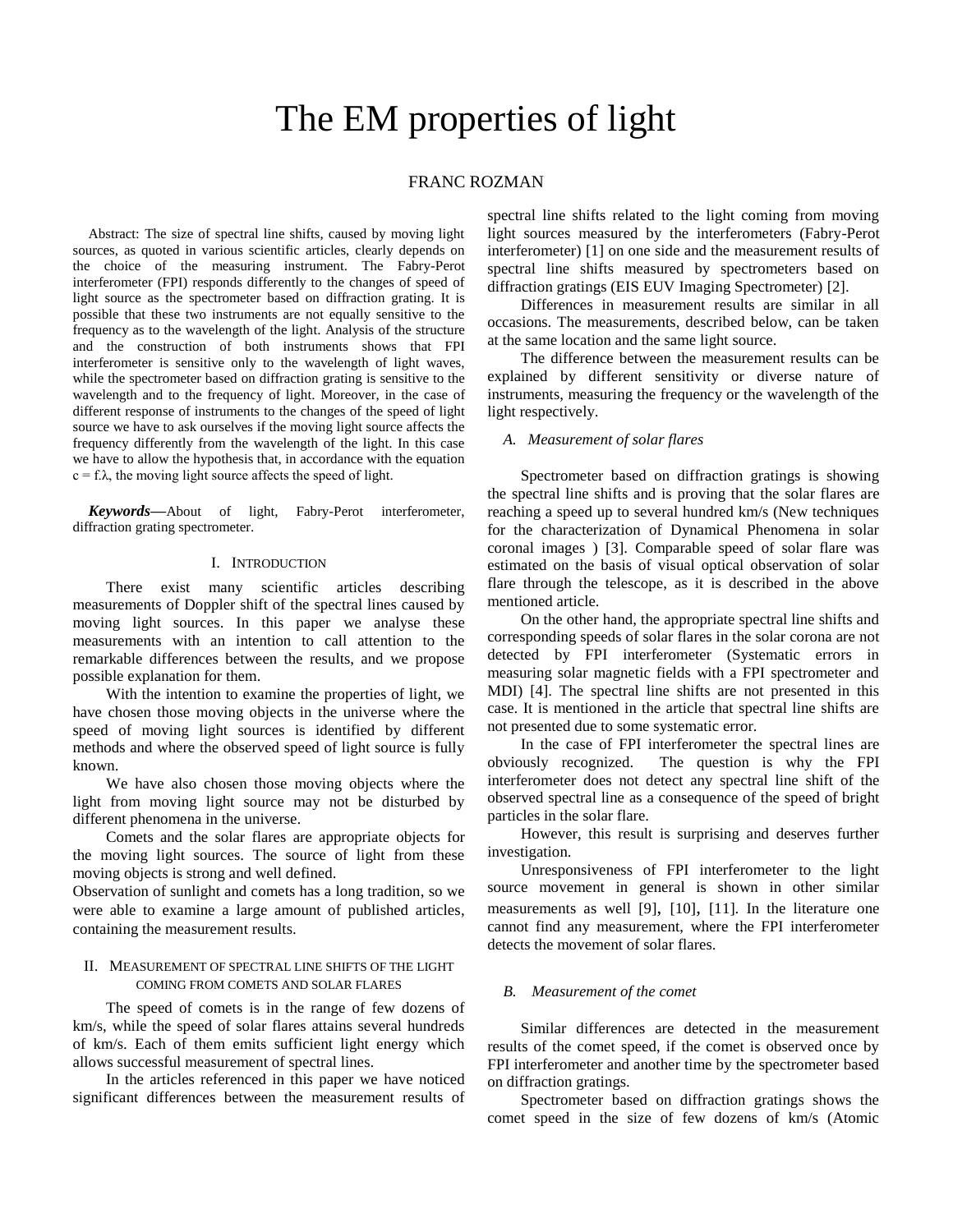# The EM properties of light

FRANC ROZMAN

Abstract: The size of spectral line shifts, caused by moving light sources, as quoted in various scientific articles, clearly depends on the choice of the measuring instrument. The Fabry-Perot interferometer (FPI) responds differently to the changes of speed of light source as the spectrometer based on diffraction grating. It is possible that these two instruments are not equally sensitive to the frequency as to the wavelength of the light. Analysis of the structure and the construction of both instruments shows that FPI interferometer is sensitive only to the wavelength of light waves, while the spectrometer based on diffraction grating is sensitive to the wavelength and to the frequency of light. Moreover, in the case of different response of instruments to the changes of the speed of light source we have to ask ourselves if the moving light source affects the frequency differently from the wavelength of the light. In this case we have to allow the hypothesis that, in accordance with the equation c = f.λ, the moving light source affects the speed of light.

***Keywords*—**About of light, Fabry-Perot interferometer, diffraction grating spectrometer.

## I. Introduction

There exist many scientific articles describing measurements of Doppler shift of the spectral lines caused by moving light sources. In this paper we analyse these measurements with an intention to call attention to the remarkable differences between the results, and we propose possible explanation for them.

With the intention to examine the properties of light, we have chosen those moving objects in the universe where the speed of moving light sources is identified by different methods and where the observed speed of light source is fully known.

We have also chosen those moving objects where the light from moving light source may not be disturbed by different phenomena in the universe.

Comets and the solar flares are appropriate objects for the moving light sources. The source of light from these moving objects is strong and well defined.

Observation of sunlight and comets has a long tradition, so we were able to examine a large amount of published articles, containing the measurement results.

## II. Measurement of spectral line shifts of the light coming from comets and solar flares

The speed of comets is in the range of few dozens of km/s, while the speed of solar flares attains several hundreds of km/s. Each of them emits sufficient light energy which allows successful measurement of spectral lines.

In the articles referenced in this paper we have noticed significant differences between the measurement results of spectral line shifts related to the light coming from moving light sources measured by the interferometers (Fabry-Perot interferometer) [1] on one side and the measurement results of spectral line shifts measured by spectrometers based on diffraction gratings (EIS EUV Imaging Spectrometer) [2].

Differences in measurement results are similar in all occasions. The measurements, described below, can be taken at the same location and the same light source.

The difference between the measurement results can be explained by different sensitivity or diverse nature of instruments, measuring the frequency or the wavelength of the light respectively.

### *A. Measurement of solar flares*

Spectrometer based on diffraction gratings is showing the spectral line shifts and is proving that the solar flares are reaching a speed up to several hundred km/s (New techniques for the characterization of Dynamical Phenomena in solar coronal images ) [3]. Comparable speed of solar flare was estimated on the basis of visual optical observation of solar flare through the telescope, as it is described in the above mentioned article.

On the other hand, the appropriate spectral line shifts and corresponding speeds of solar flares in the solar corona are not detected by FPI interferometer (Systematic errors in measuring solar magnetic fields with a FPI spectrometer and MDI) [4]. The spectral line shifts are not presented in this case. It is mentioned in the article that spectral line shifts are not presented due to some systematic error.

In the case of FPI interferometer the spectral lines are obviously recognized. The question is why the FPI interferometer does not detect any spectral line shift of the observed spectral line as a consequence of the speed of bright particles in the solar flare.

However, this result is surprising and deserves further investigation.

Unresponsiveness of FPI interferometer to the light source movement in general is shown in other similar measurements as well [9], [10], [11]. In the literature one cannot find any measurement, where the FPI interferometer detects the movement of solar flares.

### *B. Measurement of the comet*

Similar differences are detected in the measurement results of the comet speed, if the comet is observed once by FPI interferometer and another time by the spectrometer based on diffraction gratings.

Spectrometer based on diffraction gratings shows the comet speed in the size of few dozens of km/s (Atomic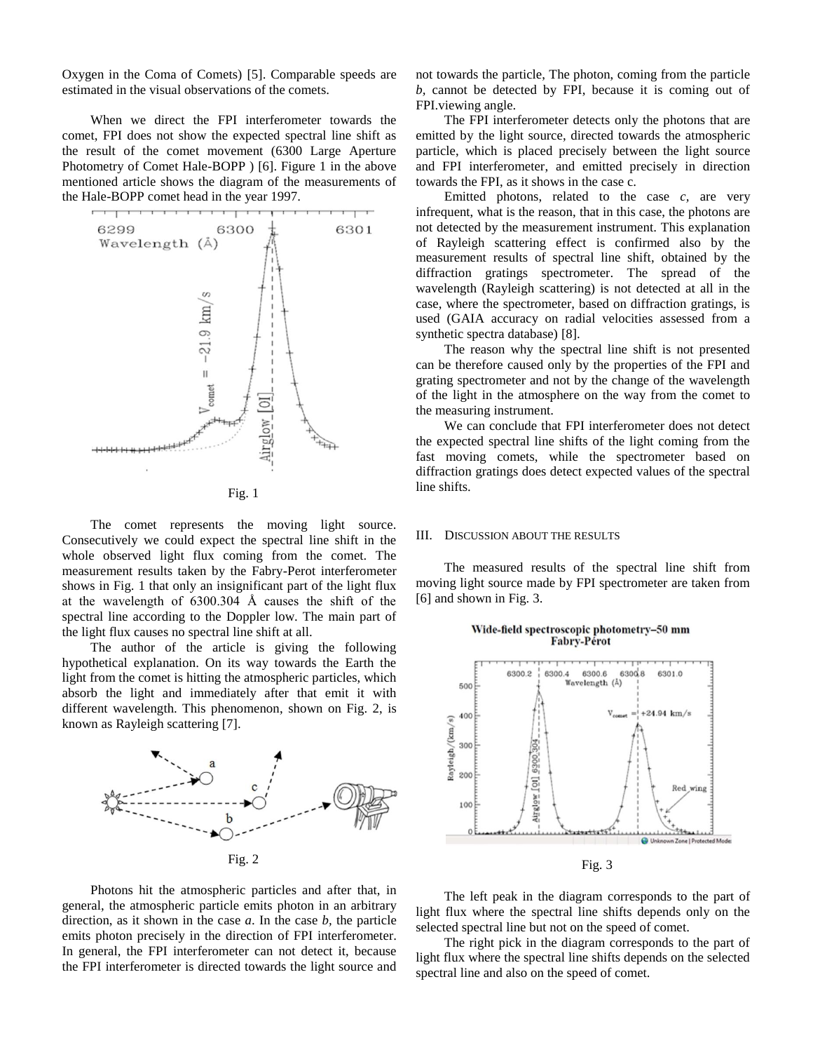Oxygen in the Coma of Comets) [5]. Comparable speeds are estimated in the visual observations of the comets.

When we direct the FPI interferometer towards the comet, FPI does not show the expected spectral line shift as the result of the comet movement (6300 Large Aperture Photometry of Comet Hale-BOPP ) [6]. Figure 1 in the above mentioned article shows the diagram of the measurements of the Hale-BOPP comet head in the year 1997.

Fig. 1

The comet represents the moving light source. Consecutively we could expect the spectral line shift in the whole observed light flux coming from the comet. The measurement results taken by the Fabry-Perot interferometer shows in Fig. 1 that only an insignificant part of the light flux at the wavelength of 6300.304 Å causes the shift of the spectral line according to the Doppler low. The main part of the light flux causes no spectral line shift at all.

The author of the article is giving the following hypothetical explanation. On its way towards the Earth the light from the comet is hitting the atmospheric particles, which absorb the light and immediately after that emit it with different wavelength. This phenomenon, shown on Fig. 2, is known as Rayleigh scattering [7].

Fig. 2

Photons hit the atmospheric particles and after that, in general, the atmospheric particle emits photon in an arbitrary direction, as it shown in the case *a*. In the case *b*, the particle emits photon precisely in the direction of FPI interferometer. In general, the FPI interferometer can not detect it, because the FPI interferometer is directed towards the light source and not towards the particle, The photon, coming from the particle *b*, cannot be detected by FPI, because it is coming out of FPI.viewing angle.

The FPI interferometer detects only the photons that are emitted by the light source, directed towards the atmospheric particle, which is placed precisely between the light source and FPI interferometer, and emitted precisely in direction towards the FPI, as it shows in the case c.

Emitted photons, related to the case *c*, are very infrequent, what is the reason, that in this case, the photons are not detected by the measurement instrument. This explanation of Rayleigh scattering effect is confirmed also by the measurement results of spectral line shift, obtained by the diffraction gratings spectrometer. The spread of the wavelength (Rayleigh scattering) is not detected at all in the case, where the spectrometer, based on diffraction gratings, is used (GAIA accuracy on radial velocities assessed from a synthetic spectra database) [8].

The reason why the spectral line shift is not presented can be therefore caused only by the properties of the FPI and grating spectrometer and not by the change of the wavelength of the light in the atmosphere on the way from the comet to the measuring instrument.

We can conclude that FPI interferometer does not detect the expected spectral line shifts of the light coming from the fast moving comets, while the spectrometer based on diffraction gratings does detect expected values of the spectral line shifts.

## III. Discussion about the results

The measured results of the spectral line shift from moving light source made by FPI spectrometer are taken from [6] and shown in Fig. 3.

Fig. 3

The left peak in the diagram corresponds to the part of light flux where the spectral line shifts depends only on the selected spectral line but not on the speed of comet.

The right pick in the diagram corresponds to the part of light flux where the spectral line shifts depends on the selected spectral line and also on the speed of comet.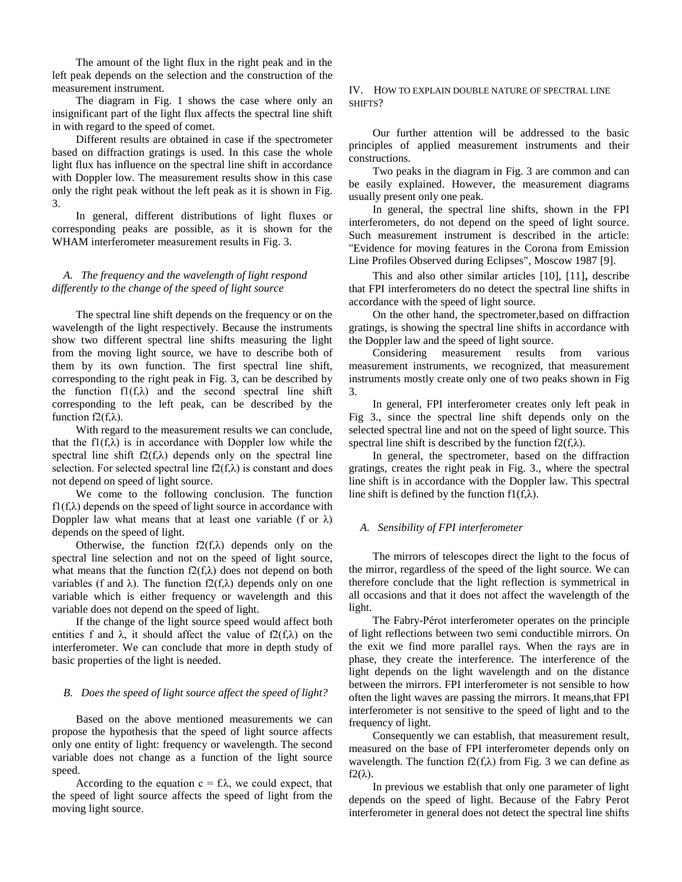The amount of the light flux in the right peak and in the left peak depends on the selection and the construction of the measurement instrument.

The diagram in Fig. 1 shows the case where only an insignificant part of the light flux affects the spectral line shift in with regard to the speed of comet.

Different results are obtained in case if the spectrometer based on diffraction gratings is used. In this case the whole light flux has influence on the spectral line shift in accordance with Doppler low. The measurement results show in this case only the right peak without the left peak as it is shown in Fig. 3.

In general, different distributions of light fluxes or corresponding peaks are possible, as it is shown for the WHAM interferometer measurement results in Fig. 3.

### *A. The frequency and the wavelength of light respond differently to the change of the speed of light source*

The spectral line shift depends on the frequency or on the wavelength of the light respectively. Because the instruments show two different spectral line shifts measuring the light from the moving light source, we have to describe both of them by its own function. The first spectral line shift, corresponding to the right peak in Fig. 3, can be described by the function $f1(f,\lambda)$ and the second spectral line shift corresponding to the left peak, can be described by the function $f2(f,\lambda)$.

With regard to the measurement results we can conclude, that the $f1(f,\lambda)$ is in accordance with Doppler low while the spectral line shift $f2(f,\lambda)$ depends only on the spectral line selection. For selected spectral line $f2(f,\lambda)$ is constant and does not depend on speed of light source.

We come to the following conclusion. The function $f1(f,\lambda)$ depends on the speed of light source in accordance with Doppler law what means that at least one variable (f or $\lambda$) depends on the speed of light.

Otherwise, the function $f2(f,\lambda)$ depends only on the spectral line selection and not on the speed of light source, what means that the function $f2(f,\lambda)$ does not depend on both variables (f and $\lambda$). The function $f2(f,\lambda)$ depends only on one variable which is either frequency or wavelength and this variable does not depend on the speed of light.

If the change of the light source speed would affect both entities f and $\lambda$, it should affect the value of $f2(f,\lambda)$ on the interferometer. We can conclude that more in depth study of basic properties of the light is needed.

### *B. Does the speed of light source affect the speed of light?*

Based on the above mentioned measurements we can propose the hypothesis that the speed of light source affects only one entity of light: frequency or wavelength. The second variable does not change as a function of the light source speed.

According to the equation $c = f.\lambda$, we could expect, that the speed of light source affects the speed of light from the moving light source.

## IV. How to explain double nature of spectral line shifts?

Our further attention will be addressed to the basic principles of applied measurement instruments and their constructions.

Two peaks in the diagram in Fig. 3 are common and can be easily explained. However, the measurement diagrams usually present only one peak.

In general, the spectral line shifts, shown in the FPI interferometers, do not depend on the speed of light source. Such measurement instrument is described in the article: "Evidence for moving features in the Corona from Emission Line Profiles Observed during Eclipses", Moscow 1987 [9].

This and also other similar articles [10], [11], describe that FPI interferometers do no detect the spectral line shifts in accordance with the speed of light source.

On the other hand, the spectrometer,based on diffraction gratings, is showing the spectral line shifts in accordance with the Doppler law and the speed of light source.

Considering measurement results from various measurement instruments, we recognized, that measurement instruments mostly create only one of two peaks shown in Fig 3.

In general, FPI interferometer creates only left peak in Fig 3., since the spectral line shift depends only on the selected spectral line and not on the speed of light source. This spectral line shift is described by the function $f2(f,\lambda)$.

In general, the spectrometer, based on the diffraction gratings, creates the right peak in Fig. 3., where the spectral line shift is in accordance with the Doppler law. This spectral line shift is defined by the function $f1(f,\lambda)$.

### *A. Sensibility of FPI interferometer*

The mirrors of telescopes direct the light to the focus of the mirror, regardless of the speed of the light source. We can therefore conclude that the light reflection is symmetrical in all occasions and that it does not affect the wavelength of the light.

The Fabry-Pérot interferometer operates on the principle of light reflections between two semi conductible mirrors. On the exit we find more parallel rays. When the rays are in phase, they create the interference. The interference of the light depends on the light wavelength and on the distance between the mirrors. FPI interferometer is not sensible to how often the light waves are passing the mirrors. It means,that FPI interferometer is not sensitive to the speed of light and to the frequency of light.

Consequently we can establish, that measurement result, measured on the base of FPI interferometer depends only on wavelength. The function $f2(f,\lambda)$ from Fig. 3 we can define as $f2(\lambda)$.

In previous we establish that only one parameter of light depends on the speed of light. Because of the Fabry Perot interferometer in general does not detect the spectral line shifts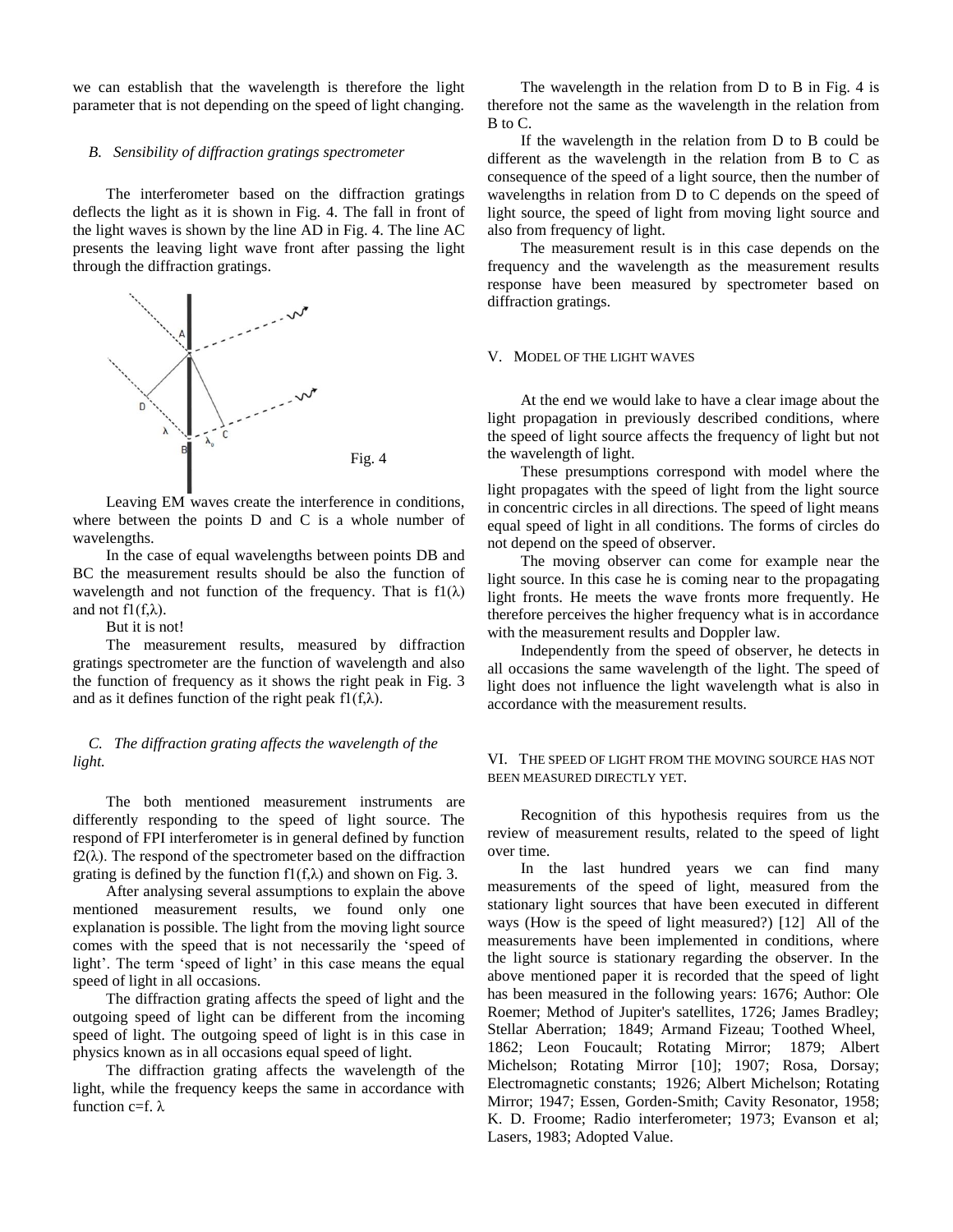we can establish that the wavelength is therefore the light parameter that is not depending on the speed of light changing.

### *B. Sensibility of diffraction gratings spectrometer*

The interferometer based on the diffraction gratings deflects the light as it is shown in Fig. 4. The fall in front of the light waves is shown by the line AD in Fig. 4. The line AC presents the leaving light wave front after passing the light through the diffraction gratings.

Fig. 4

Leaving EM waves create the interference in conditions, where between the points D and C is a whole number of wavelengths.

In the case of equal wavelengths between points DB and BC the measurement results should be also the function of wavelength and not function of the frequency. That is $f1(\lambda)$ and not $f1(f,\lambda)$.

But it is not!

The measurement results, measured by diffraction gratings spectrometer are the function of wavelength and also the function of frequency as it shows the right peak in Fig. 3 and as it defines function of the right peak $f1(f,\lambda)$.

### *C. The diffraction grating affects the wavelength of the light.*

The both mentioned measurement instruments are differently responding to the speed of light source. The respond of FPI interferometer is in general defined by function $f2(\lambda)$. The respond of the spectrometer based on the diffraction grating is defined by the function $f1(f,\lambda)$ and shown on Fig. 3.

After analysing several assumptions to explain the above mentioned measurement results, we found only one explanation is possible. The light from the moving light source comes with the speed that is not necessarily the 'speed of light'. The term 'speed of light' in this case means the equal speed of light in all occasions.

The diffraction grating affects the speed of light and the outgoing speed of light can be different from the incoming speed of light. The outgoing speed of light is in this case in physics known as in all occasions equal speed of light.

The diffraction grating affects the wavelength of the light, while the frequency keeps the same in accordance with function $c=f.\ \lambda$

The wavelength in the relation from D to B in Fig. 4 is therefore not the same as the wavelength in the relation from B to C.

If the wavelength in the relation from D to B could be different as the wavelength in the relation from B to C as consequence of the speed of a light source, then the number of wavelengths in relation from D to C depends on the speed of light source, the speed of light from moving light source and also from frequency of light.

The measurement result is in this case depends on the frequency and the wavelength as the measurement results response have been measured by spectrometer based on diffraction gratings.

## V. Model of the light waves

At the end we would lake to have a clear image about the light propagation in previously described conditions, where the speed of light source affects the frequency of light but not the wavelength of light.

These presumptions correspond with model where the light propagates with the speed of light from the light source in concentric circles in all directions. The speed of light means equal speed of light in all conditions. The forms of circles do not depend on the speed of observer.

The moving observer can come for example near the light source. In this case he is coming near to the propagating light fronts. He meets the wave fronts more frequently. He therefore perceives the higher frequency what is in accordance with the measurement results and Doppler law.

Independently from the speed of observer, he detects in all occasions the same wavelength of the light. The speed of light does not influence the light wavelength what is also in accordance with the measurement results.

## VI. The speed of light from the moving source has not been measured directly yet.

Recognition of this hypothesis requires from us the review of measurement results, related to the speed of light over time.

In the last hundred years we can find many measurements of the speed of light, measured from the stationary light sources that have been executed in different ways (How is the speed of light measured?) [12] All of the measurements have been implemented in conditions, where the light source is stationary regarding the observer. In the above mentioned paper it is recorded that the speed of light has been measured in the following years: 1676; Author: Ole Roemer; Method of Jupiter's satellites, 1726; James Bradley; Stellar Aberration; 1849; Armand Fizeau; Toothed Wheel, 1862; Leon Foucault; Rotating Mirror; 1879; Albert Michelson; Rotating Mirror [10]; 1907; Rosa, Dorsay; Electromagnetic constants; 1926; Albert Michelson; Rotating Mirror; 1947; Essen, Gorden-Smith; Cavity Resonator, 1958; K. D. Froome; Radio interferometer; 1973; Evanson et al; Lasers, 1983; Adopted Value.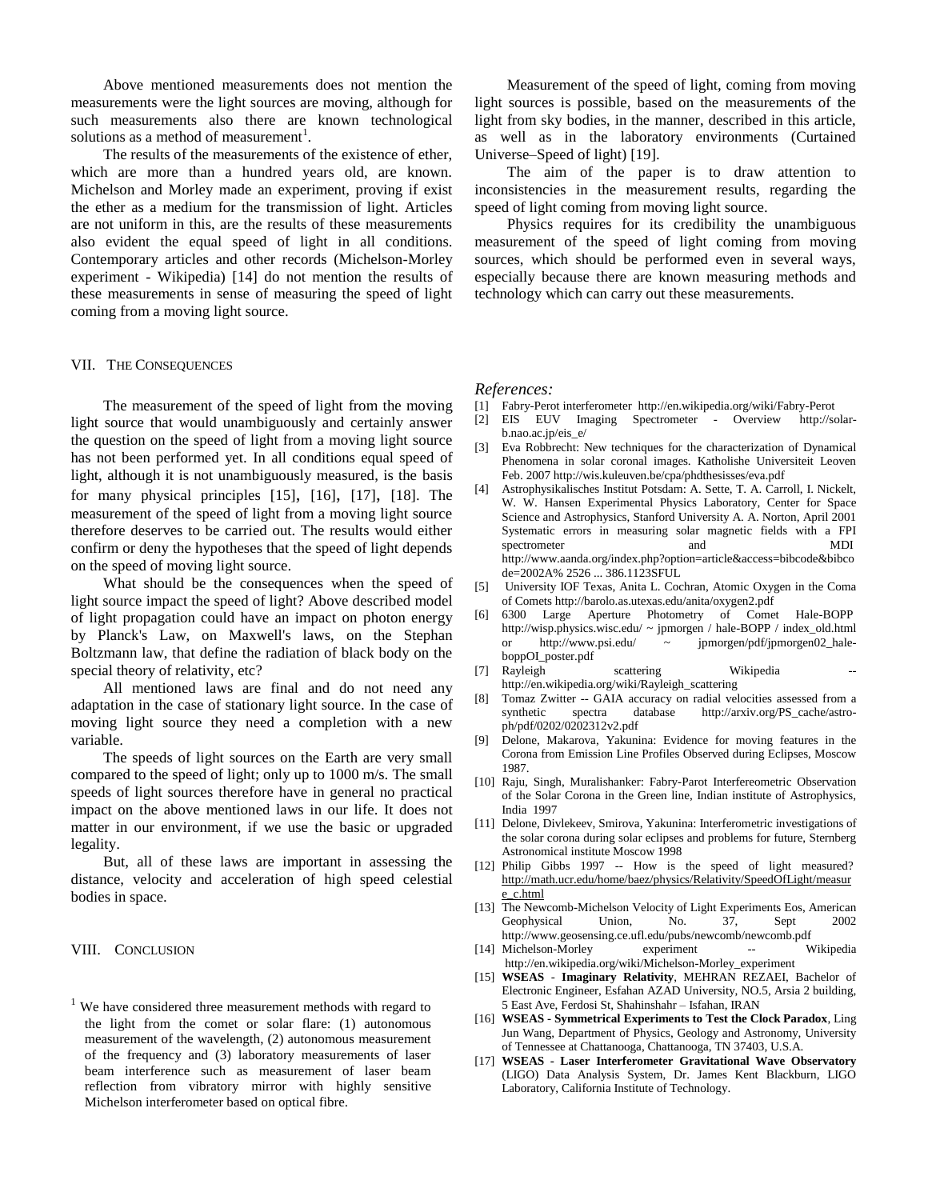Above mentioned measurements does not mention the measurements were the light sources are moving, although for such measurements also there are known technological solutions as a method of measurement[1].

The results of the measurements of the existence of ether, which are more than a hundred years old, are known. Michelson and Morley made an experiment, proving if exist the ether as a medium for the transmission of light. Articles are not uniform in this, are the results of these measurements also evident the equal speed of light in all conditions. Contemporary articles and other records (Michelson-Morley experiment - Wikipedia) [14] do not mention the results of these measurements in sense of measuring the speed of light coming from a moving light source.

## VII. The Consequences

The measurement of the speed of light from the moving light source that would unambiguously and certainly answer the question on the speed of light from a moving light source has not been performed yet. In all conditions equal speed of light, although it is not unambiguously measured, is the basis for many physical principles [15], [16], [17], [18]. The measurement of the speed of light from a moving light source therefore deserves to be carried out. The results would either confirm or deny the hypotheses that the speed of light depends on the speed of moving light source.

What should be the consequences when the speed of light source impact the speed of light? Above described model of light propagation could have an impact on photon energy by Planck's Law, on Maxwell's laws, on the Stephan Boltzmann law, that define the radiation of black body on the special theory of relativity, etc?

All mentioned laws are final and do not need any adaptation in the case of stationary light source. In the case of moving light source they need a completion with a new variable.

The speeds of light sources on the Earth are very small compared to the speed of light; only up to 1000 m/s. The small speeds of light sources therefore have in general no practical impact on the above mentioned laws in our life. It does not matter in our environment, if we use the basic or upgraded legality.

But, all of these laws are important in assessing the distance, velocity and acceleration of high speed celestial bodies in space.

## VIII. Conclusion

Measurement of the speed of light, coming from moving light sources is possible, based on the measurements of the light from sky bodies, in the manner, described in this article, as well as in the laboratory environments (Curtained Universe–Speed of light) [19].

The aim of the paper is to draw attention to inconsistencies in the measurement results, regarding the speed of light coming from moving light source.

Physics requires for its credibility the unambiguous measurement of the speed of light coming from moving sources, which should be performed even in several ways, especially because there are known measuring methods and technology which can carry out these measurements.

[1] We have considered three measurement methods with regard to the light from the comet or solar flare: (1) autonomous measurement of the wavelength, (2) autonomous measurement of the frequency and (3) laboratory measurements of laser beam interference such as measurement of laser beam reflection from vibratory mirror with highly sensitive Michelson interferometer based on optical fibre.

### *References:*

[1] Fabry-Perot interferometer http://en.wikipedia.org/wiki/Fabry-Perot

[2] EIS EUV Imaging Spectrometer - Overview http://solar-b.nao.ac.jp/eis_e/

[3] Eva Robbrecht: New techniques for the characterization of Dynamical Phenomena in solar coronal images. Katholishe Universiteit Leoven Feb. 2007 http://wis.kuleuven.be/cpa/phdthesisses/eva.pdf

[4] Astrophysikalisches Institut Potsdam: A. Sette, T. A. Carroll, I. Nickelt, W. W. Hansen Experimental Physics Laboratory, Center for Space Science and Astrophysics, Stanford University A. A. Norton, April 2001 Systematic errors in measuring solar magnetic fields with a FPI spectrometer and MDI http://www.aanda.org/index.php?option=article&access=bibcode&bibcode=2002A% 2526 ... 386.1123SFUL

[5] University IOF Texas, Anita L. Cochran, Atomic Oxygen in the Coma of Comets http://barolo.as.utexas.edu/anita/oxygen2.pdf

[6] 6300 Large Aperture Photometry of Comet Hale-BOPP http://wisp.physics.wisc.edu/ ~ jpmorgen / hale-BOPP / index_old.html or http://www.psi.edu/ ~ jpmorgen/pdf/jpmorgen02_hale-boppOI_poster.pdf

[7] Rayleigh scattering Wikipedia -- http://en.wikipedia.org/wiki/Rayleigh_scattering

[8] Tomaz Zwitter -- GAIA accuracy on radial velocities assessed from a synthetic spectra database http://arxiv.org/PS_cache/astro-ph/pdf/0202/0202312v2.pdf

[9] Delone, Makarova, Yakunina: Evidence for moving features in the Corona from Emission Line Profiles Observed during Eclipses, Moscow 1987.

[10] Raju, Singh, Muralishanker: Fabry-Parot Interfereometric Observation of the Solar Corona in the Green line, Indian institute of Astrophysics, India 1997

[11] Delone, Divlekeev, Smirova, Yakunina: Interferometric investigations of the solar corona during solar eclipses and problems for future, Sternberg Astronomical institute Moscow 1998

[12] Philip Gibbs 1997 -- How is the speed of light measured? http://math.ucr.edu/home/baez/physics/Relativity/SpeedOfLight/measure_c.html

[13] The Newcomb-Michelson Velocity of Light Experiments Eos, American Geophysical Union, No. 37, Sept 2002 http://www.geosensing.ce.ufl.edu/pubs/newcomb/newcomb.pdf

[14] Michelson-Morley experiment -- Wikipedia http://en.wikipedia.org/wiki/Michelson-Morley_experiment

[15] **WSEAS** - **Imaginary Relativity**, MEHRAN REZAEI, Bachelor of Electronic Engineer, Esfahan AZAD University, NO.5, Arsia 2 building, 5 East Ave, Ferdosi St, Shahinshahr – Isfahan, IRAN

[16] **WSEAS - Symmetrical Experiments to Test the Clock Paradox**, Ling Jun Wang, Department of Physics, Geology and Astronomy, University of Tennessee at Chattanooga, Chattanooga, TN 37403, U.S.A.

[17] **WSEAS - Laser Interferometer Gravitational Wave Observatory** (LIGO) Data Analysis System, Dr. James Kent Blackburn, LIGO Laboratory, California Institute of Technology.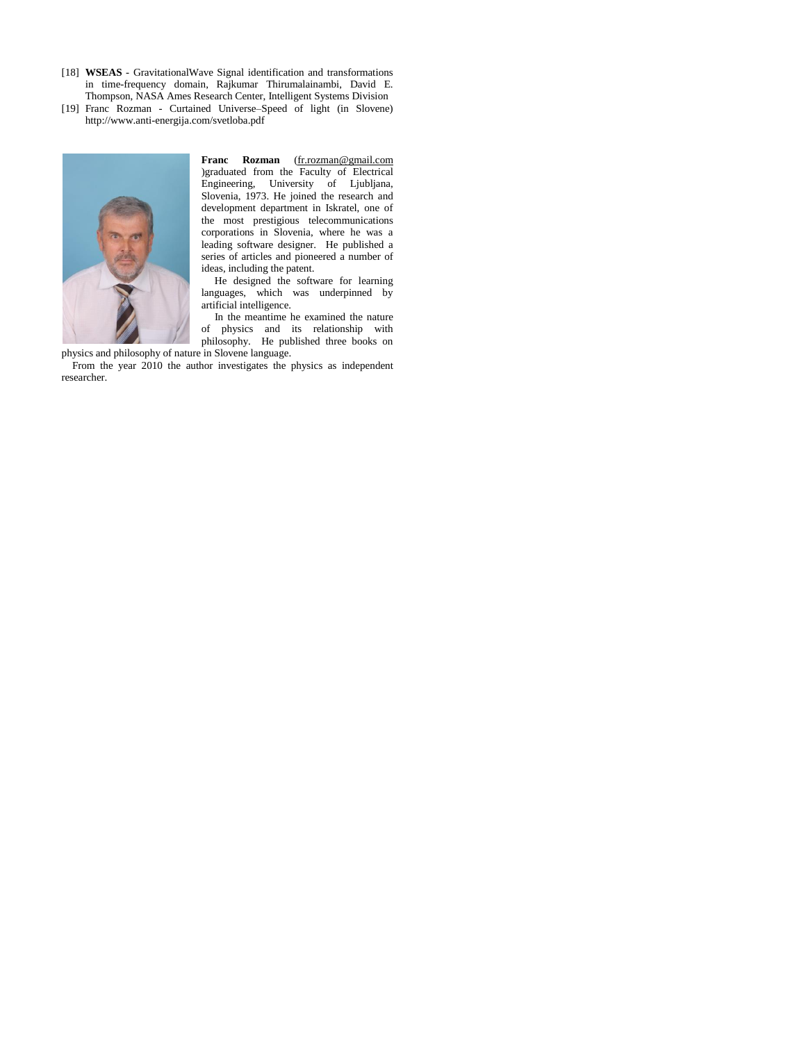[18] **WSEAS** - GravitationalWave Signal identification and transformations in time-frequency domain, Rajkumar Thirumalainambi, David E. Thompson, NASA Ames Research Center, Intelligent Systems Division

[19] Franc Rozman - Curtained Universe–Speed of light (in Slovene) http://www.anti-energija.com/svetloba.pdf

**Franc Rozman** (fr.rozman@gmail.com )graduated from the Faculty of Electrical Engineering, University of Ljubljana, Slovenia, 1973. He joined the research and development department in Iskratel, one of the most prestigious telecommunications corporations in Slovenia, where he was a leading software designer. He published a series of articles and pioneered a number of ideas, including the patent.

He designed the software for learning languages, which was underpinned by artificial intelligence.

In the meantime he examined the nature of physics and its relationship with philosophy. He published three books on physics and philosophy of nature in Slovene language.

From the year 2010 the author investigates the physics as independent researcher.